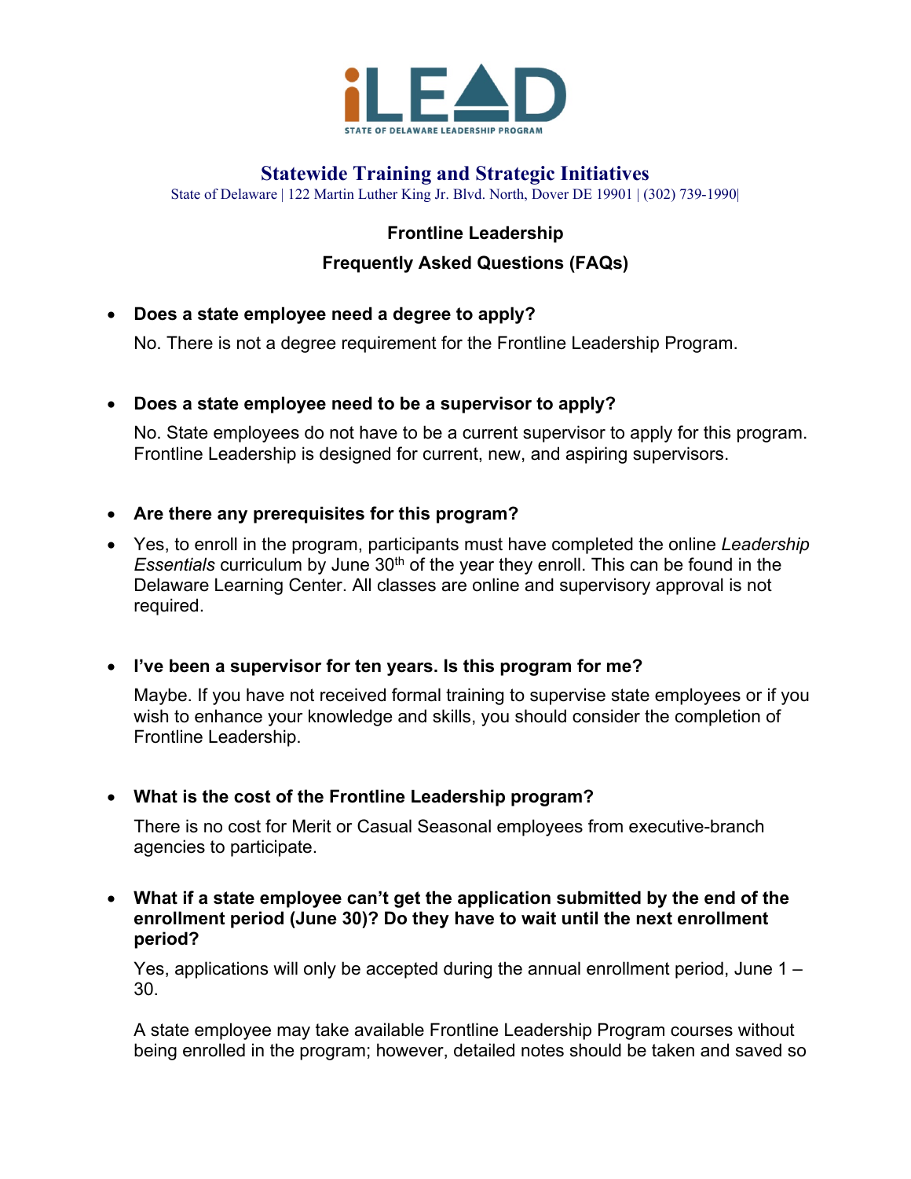iLEAD

STATE OF DELAWARE LEADERSHIP PROGRAM

## Statewide Training and Strategic Initiatives

State of Delaware | 122 Martin Luther King Jr. Blvd. North, Dover DE 19901 | (302) 739-1990|

# Frontline Leadership

## Frequently Asked Questions (FAQs)

- **Does a state employee need a degree to apply?**

  No. There is not a degree requirement for the Frontline Leadership Program.

- **Does a state employee need to be a supervisor to apply?**

  No. State employees do not have to be a current supervisor to apply for this program. Frontline Leadership is designed for current, new, and aspiring supervisors.

- **Are there any prerequisites for this program?**

- Yes, to enroll in the program, participants must have completed the online *Leadership Essentials* curriculum by June 30th of the year they enroll. This can be found in the Delaware Learning Center. All classes are online and supervisory approval is not required.

- **I've been a supervisor for ten years. Is this program for me?**

  Maybe. If you have not received formal training to supervise state employees or if you wish to enhance your knowledge and skills, you should consider the completion of Frontline Leadership.

- **What is the cost of the Frontline Leadership program?**

  There is no cost for Merit or Casual Seasonal employees from executive-branch agencies to participate.

- **What if a state employee can't get the application submitted by the end of the enrollment period (June 30)? Do they have to wait until the next enrollment period?**

  Yes, applications will only be accepted during the annual enrollment period, June 1 – 30.

  A state employee may take available Frontline Leadership Program courses without being enrolled in the program; however, detailed notes should be taken and saved so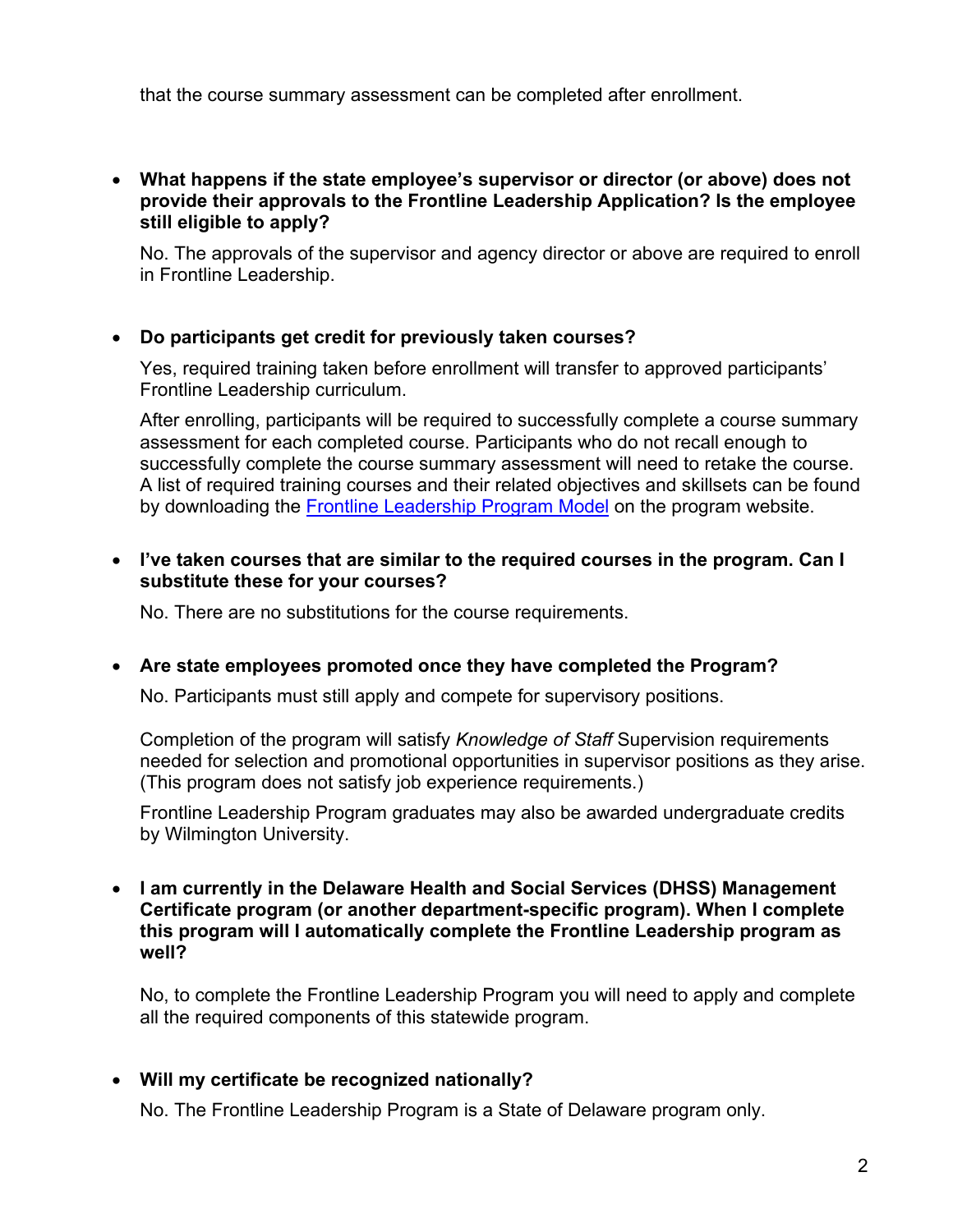that the course summary assessment can be completed after enrollment.

- **What happens if the state employee's supervisor or director (or above) does not provide their approvals to the Frontline Leadership Application? Is the employee still eligible to apply?**

  No. The approvals of the supervisor and agency director or above are required to enroll in Frontline Leadership.

- **Do participants get credit for previously taken courses?**

  Yes, required training taken before enrollment will transfer to approved participants' Frontline Leadership curriculum.

  After enrolling, participants will be required to successfully complete a course summary assessment for each completed course. Participants who do not recall enough to successfully complete the course summary assessment will need to retake the course. A list of required training courses and their related objectives and skillsets can be found by downloading the Frontline Leadership Program Model on the program website.

- **I've taken courses that are similar to the required courses in the program. Can I substitute these for your courses?**

  No. There are no substitutions for the course requirements.

- **Are state employees promoted once they have completed the Program?**

  No. Participants must still apply and compete for supervisory positions.

  Completion of the program will satisfy *Knowledge of Staff* Supervision requirements needed for selection and promotional opportunities in supervisor positions as they arise. (This program does not satisfy job experience requirements.)

  Frontline Leadership Program graduates may also be awarded undergraduate credits by Wilmington University.

- **I am currently in the Delaware Health and Social Services (DHSS) Management Certificate program (or another department-specific program). When I complete this program will I automatically complete the Frontline Leadership program as well?**

  No, to complete the Frontline Leadership Program you will need to apply and complete all the required components of this statewide program.

- **Will my certificate be recognized nationally?**

  No. The Frontline Leadership Program is a State of Delaware program only.